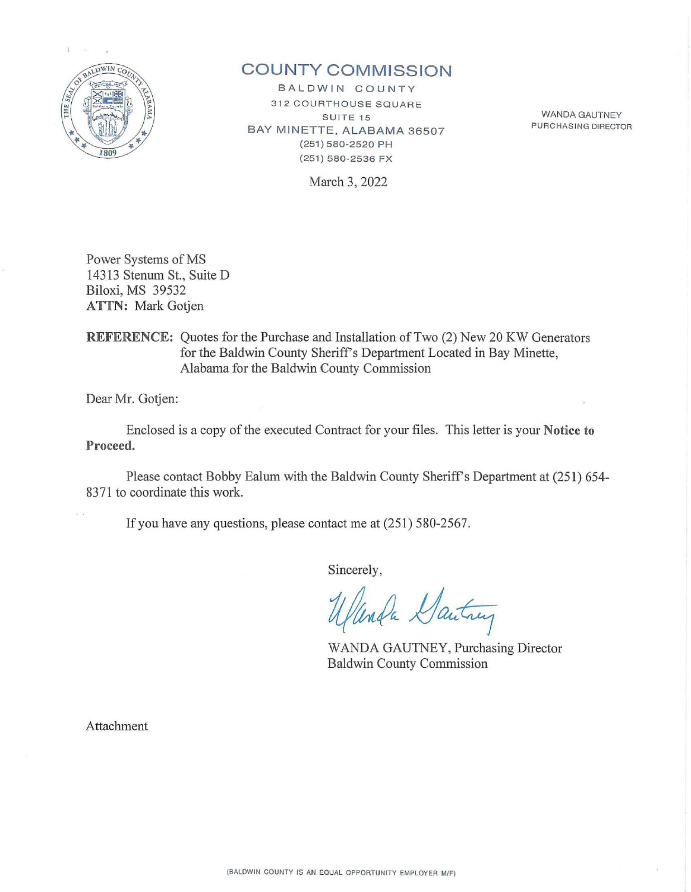# COUNTY COMMISSION

BALDWIN COUNTY
312 COURTHOUSE SQUARE
SUITE 15
BAY MINETTE, ALABAMA 36507
(251) 580-2520 PH
(251) 580-2536 FX

WANDA GAUTNEY
PURCHASING DIRECTOR

March 3, 2022

Power Systems of MS
14313 Stenum St., Suite D
Biloxi, MS 39532
**ATTN:** Mark Gotjen

**REFERENCE:** Quotes for the Purchase and Installation of Two (2) New 20 KW Generators for the Baldwin County Sheriff's Department Located in Bay Minette, Alabama for the Baldwin County Commission

Dear Mr. Gotjen:

Enclosed is a copy of the executed Contract for your files. This letter is your **Notice to Proceed.**

Please contact Bobby Ealum with the Baldwin County Sheriff's Department at (251) 654-8371 to coordinate this work.

If you have any questions, please contact me at (251) 580-2567.

Sincerely,

WANDA GAUTNEY, Purchasing Director
Baldwin County Commission

Attachment

(BALDWIN COUNTY IS AN EQUAL OPPORTUNITY EMPLOYER M/F)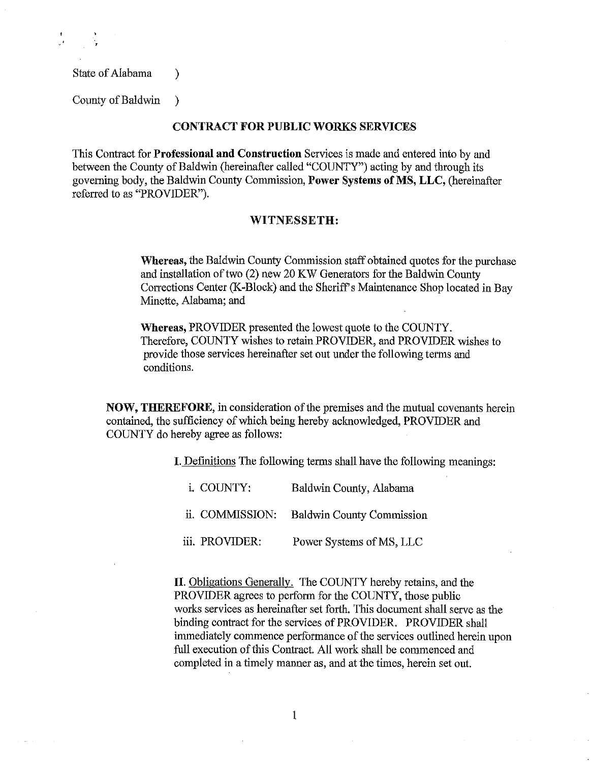State of Alabama )

County of Baldwin )

## CONTRACT FOR PUBLIC WORKS SERVICES

This Contract for **Professional and Construction** Services is made and entered into by and between the County of Baldwin (hereinafter called "COUNTY") acting by and through its governing body, the Baldwin County Commission, **Power Systems of MS, LLC,** (hereinafter referred to as "PROVIDER").

## WITNESSETH:

**Whereas,** the Baldwin County Commission staff obtained quotes for the purchase and installation of two (2) new 20 KW Generators for the Baldwin County Corrections Center (K-Block) and the Sheriff's Maintenance Shop located in Bay Minette, Alabama; and

**Whereas,** PROVIDER presented the lowest quote to the COUNTY. Therefore, COUNTY wishes to retain PROVIDER, and PROVIDER wishes to provide those services hereinafter set out under the following terms and conditions.

**NOW, THEREFORE,** in consideration of the premises and the mutual covenants herein contained, the sufficiency of which being hereby acknowledged, PROVIDER and COUNTY do hereby agree as follows:

**I.** Definitions The following terms shall have the following meanings:

| | |
|---|---|
| i. COUNTY: | Baldwin County, Alabama |
| ii. COMMISSION: | Baldwin County Commission |
| iii. PROVIDER: | Power Systems of MS, LLC |

**II.** Obligations Generally. The COUNTY hereby retains, and the PROVIDER agrees to perform for the COUNTY, those public works services as hereinafter set forth. This document shall serve as the binding contract for the services of PROVIDER. PROVIDER shall immediately commence performance of the services outlined herein upon full execution of this Contract. All work shall be commenced and completed in a timely manner as, and at the times, herein set out.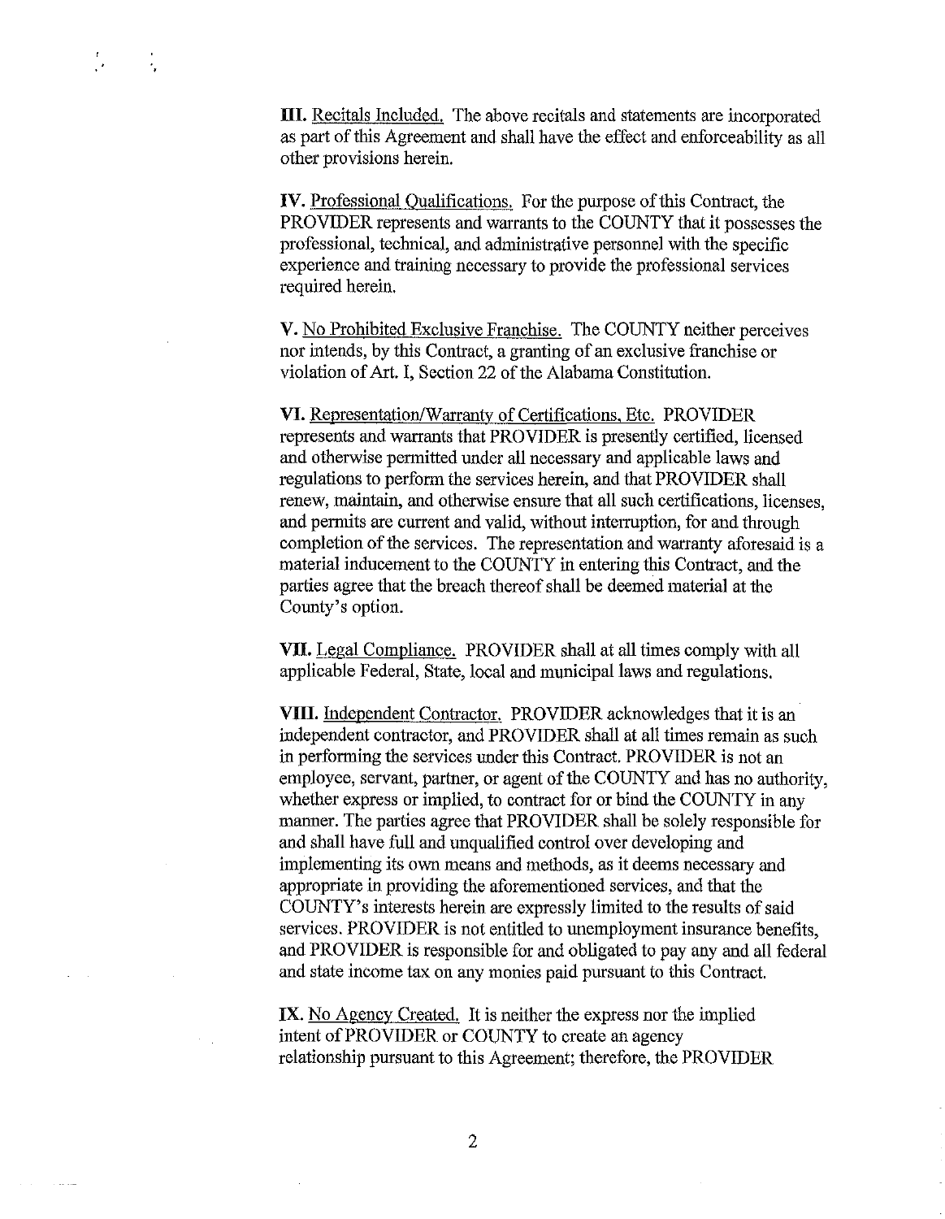**III.** Recitals Included. The above recitals and statements are incorporated as part of this Agreement and shall have the effect and enforceability as all other provisions herein.

**IV.** Professional Qualifications. For the purpose of this Contract, the PROVIDER represents and warrants to the COUNTY that it possesses the professional, technical, and administrative personnel with the specific experience and training necessary to provide the professional services required herein.

**V.** No Prohibited Exclusive Franchise. The COUNTY neither perceives nor intends, by this Contract, a granting of an exclusive franchise or violation of Art. I, Section 22 of the Alabama Constitution.

**VI.** Representation/Warranty of Certifications, Etc. PROVIDER represents and warrants that PROVIDER is presently certified, licensed and otherwise permitted under all necessary and applicable laws and regulations to perform the services herein, and that PROVIDER shall renew, maintain, and otherwise ensure that all such certifications, licenses, and permits are current and valid, without interruption, for and through completion of the services. The representation and warranty aforesaid is a material inducement to the COUNTY in entering this Contract, and the parties agree that the breach thereof shall be deemed material at the County's option.

**VII.** Legal Compliance. PROVIDER shall at all times comply with all applicable Federal, State, local and municipal laws and regulations.

**VIII.** Independent Contractor. PROVIDER acknowledges that it is an independent contractor, and PROVIDER shall at all times remain as such in performing the services under this Contract. PROVIDER is not an employee, servant, partner, or agent of the COUNTY and has no authority, whether express or implied, to contract for or bind the COUNTY in any manner. The parties agree that PROVIDER shall be solely responsible for and shall have full and unqualified control over developing and implementing its own means and methods, as it deems necessary and appropriate in providing the aforementioned services, and that the COUNTY's interests herein are expressly limited to the results of said services. PROVIDER is not entitled to unemployment insurance benefits, and PROVIDER is responsible for and obligated to pay any and all federal and state income tax on any monies paid pursuant to this Contract.

**IX.** No Agency Created. It is neither the express nor the implied intent of PROVIDER or COUNTY to create an agency relationship pursuant to this Agreement; therefore, the PROVIDER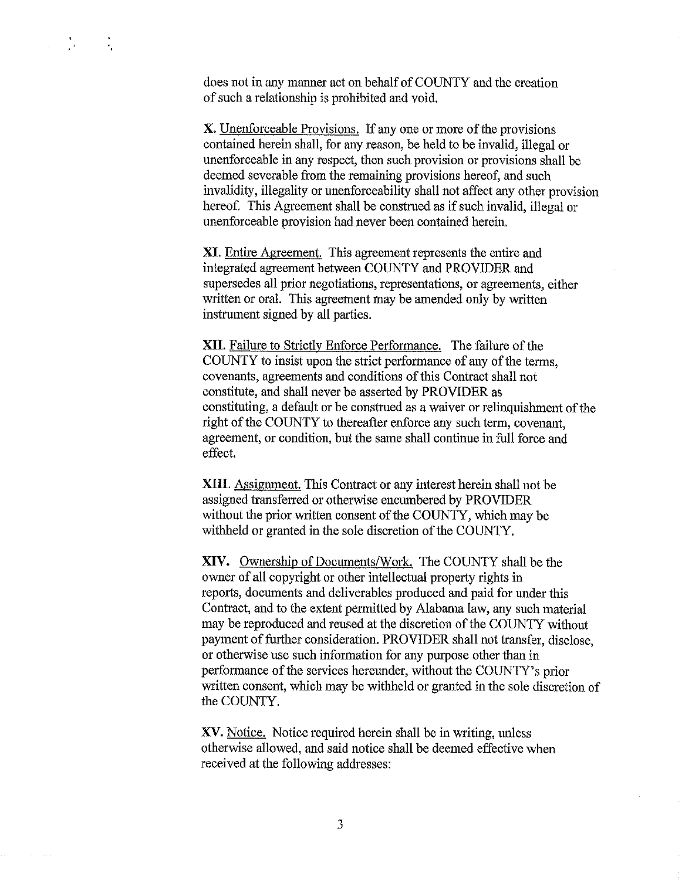does not in any manner act on behalf of COUNTY and the creation of such a relationship is prohibited and void.

**X.** Unenforceable Provisions. If any one or more of the provisions contained herein shall, for any reason, be held to be invalid, illegal or unenforceable in any respect, then such provision or provisions shall be deemed severable from the remaining provisions hereof, and such invalidity, illegality or unenforceability shall not affect any other provision hereof. This Agreement shall be construed as if such invalid, illegal or unenforceable provision had never been contained herein.

**XI.** Entire Agreement. This agreement represents the entire and integrated agreement between COUNTY and PROVIDER and supersedes all prior negotiations, representations, or agreements, either written or oral. This agreement may be amended only by written instrument signed by all parties.

**XII.** Failure to Strictly Enforce Performance. The failure of the COUNTY to insist upon the strict performance of any of the terms, covenants, agreements and conditions of this Contract shall not constitute, and shall never be asserted by PROVIDER as constituting, a default or be construed as a waiver or relinquishment of the right of the COUNTY to thereafter enforce any such term, covenant, agreement, or condition, but the same shall continue in full force and effect.

**XIII.** Assignment. This Contract or any interest herein shall not be assigned transferred or otherwise encumbered by PROVIDER without the prior written consent of the COUNTY, which may be withheld or granted in the sole discretion of the COUNTY.

**XIV.** Ownership of Documents/Work. The COUNTY shall be the owner of all copyright or other intellectual property rights in reports, documents and deliverables produced and paid for under this Contract, and to the extent permitted by Alabama law, any such material may be reproduced and reused at the discretion of the COUNTY without payment of further consideration. PROVIDER shall not transfer, disclose, or otherwise use such information for any purpose other than in performance of the services hereunder, without the COUNTY's prior written consent, which may be withheld or granted in the sole discretion of the COUNTY.

**XV.** Notice. Notice required herein shall be in writing, unless otherwise allowed, and said notice shall be deemed effective when received at the following addresses: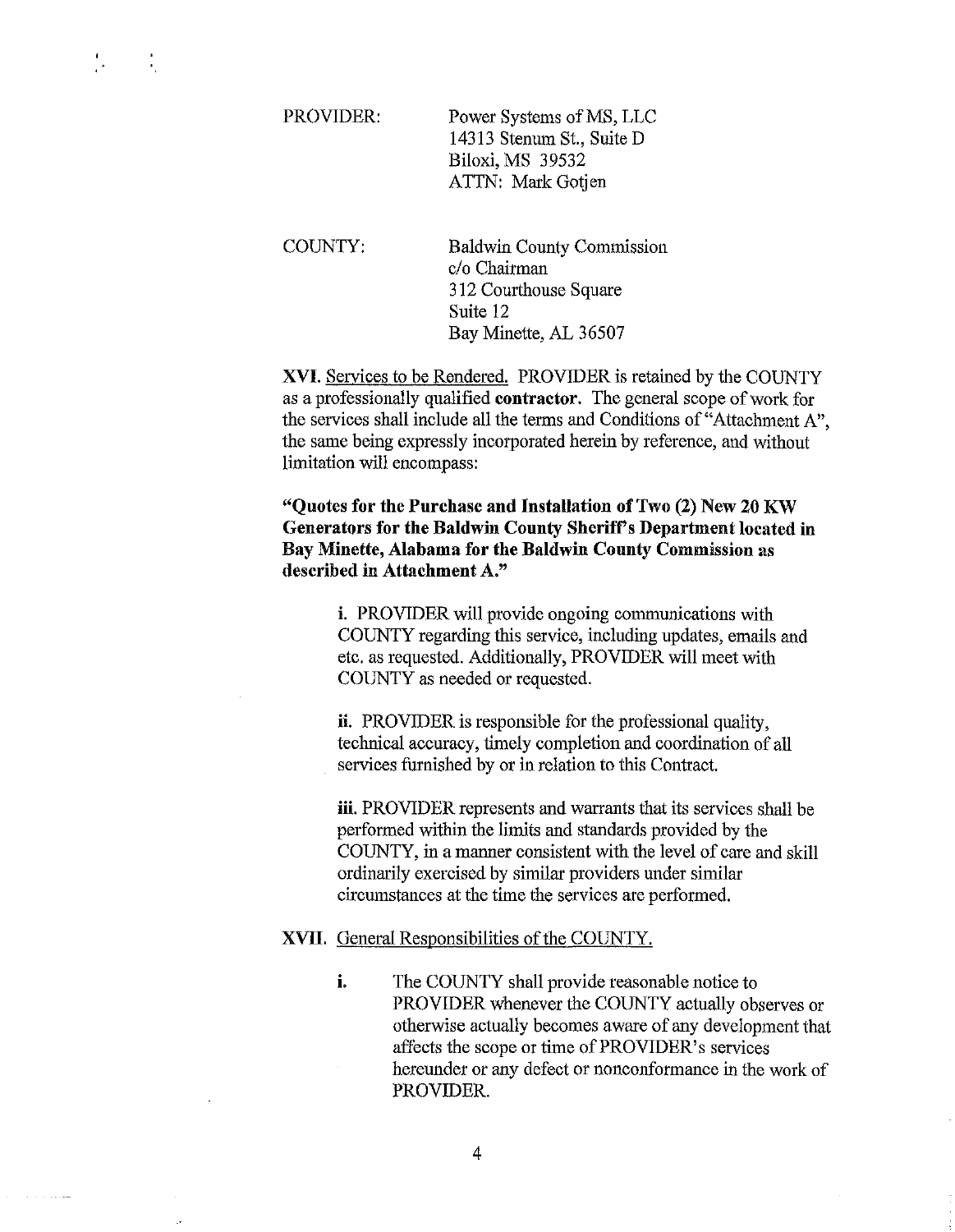PROVIDER: Power Systems of MS, LLC
14313 Stenum St., Suite D
Biloxi, MS 39532
ATTN: Mark Gotjen

COUNTY: Baldwin County Commission
c/o Chairman
312 Courthouse Square
Suite 12
Bay Minette, AL 36507

**XVI.** Services to be Rendered. PROVIDER is retained by the COUNTY as a professionally qualified **contractor.** The general scope of work for the services shall include all the terms and Conditions of "Attachment A", the same being expressly incorporated herein by reference, and without limitation will encompass:

**"Quotes for the Purchase and Installation of Two (2) New 20 KW Generators for the Baldwin County Sheriff's Department located in Bay Minette, Alabama for the Baldwin County Commission as described in Attachment A."**

**i.** PROVIDER will provide ongoing communications with COUNTY regarding this service, including updates, emails and etc. as requested. Additionally, PROVIDER will meet with COUNTY as needed or requested.

**ii.** PROVIDER is responsible for the professional quality, technical accuracy, timely completion and coordination of all services furnished by or in relation to this Contract.

**iii.** PROVIDER represents and warrants that its services shall be performed within the limits and standards provided by the COUNTY, in a manner consistent with the level of care and skill ordinarily exercised by similar providers under similar circumstances at the time the services are performed.

**XVII.** General Responsibilities of the COUNTY.

**i.** The COUNTY shall provide reasonable notice to PROVIDER whenever the COUNTY actually observes or otherwise actually becomes aware of any development that affects the scope or time of PROVIDER's services hereunder or any defect or nonconformance in the work of PROVIDER.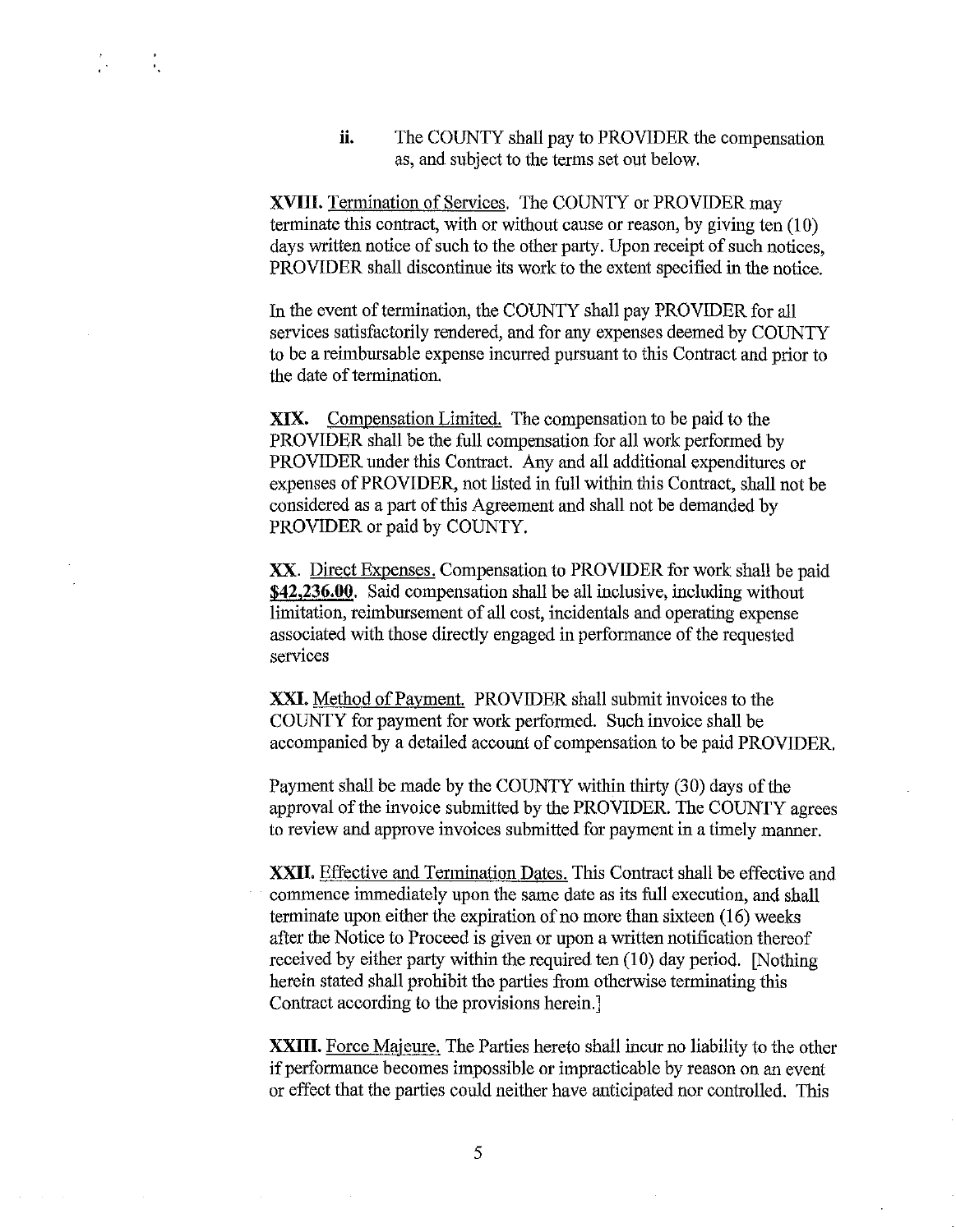ii. The COUNTY shall pay to PROVIDER the compensation as, and subject to the terms set out below.

**XVIII.** Termination of Services. The COUNTY or PROVIDER may terminate this contract, with or without cause or reason, by giving ten (10) days written notice of such to the other party. Upon receipt of such notices, PROVIDER shall discontinue its work to the extent specified in the notice.

In the event of termination, the COUNTY shall pay PROVIDER for all services satisfactorily rendered, and for any expenses deemed by COUNTY to be a reimbursable expense incurred pursuant to this Contract and prior to the date of termination.

**XIX.** Compensation Limited. The compensation to be paid to the PROVIDER shall be the full compensation for all work performed by PROVIDER under this Contract. Any and all additional expenditures or expenses of PROVIDER, not listed in full within this Contract, shall not be considered as a part of this Agreement and shall not be demanded by PROVIDER or paid by COUNTY.

**XX.** Direct Expenses. Compensation to PROVIDER for work shall be paid **$42,236.00**. Said compensation shall be all inclusive, including without limitation, reimbursement of all cost, incidentals and operating expense associated with those directly engaged in performance of the requested services

**XXI.** Method of Payment. PROVIDER shall submit invoices to the COUNTY for payment for work performed. Such invoice shall be accompanied by a detailed account of compensation to be paid PROVIDER.

Payment shall be made by the COUNTY within thirty (30) days of the approval of the invoice submitted by the PROVIDER. The COUNTY agrees to review and approve invoices submitted for payment in a timely manner.

**XXII.** Effective and Termination Dates. This Contract shall be effective and commence immediately upon the same date as its full execution, and shall terminate upon either the expiration of no more than sixteen (16) weeks after the Notice to Proceed is given or upon a written notification thereof received by either party within the required ten (10) day period. [Nothing herein stated shall prohibit the parties from otherwise terminating this Contract according to the provisions herein.]

**XXIII.** Force Majeure. The Parties hereto shall incur no liability to the other if performance becomes impossible or impracticable by reason on an event or effect that the parties could neither have anticipated nor controlled. This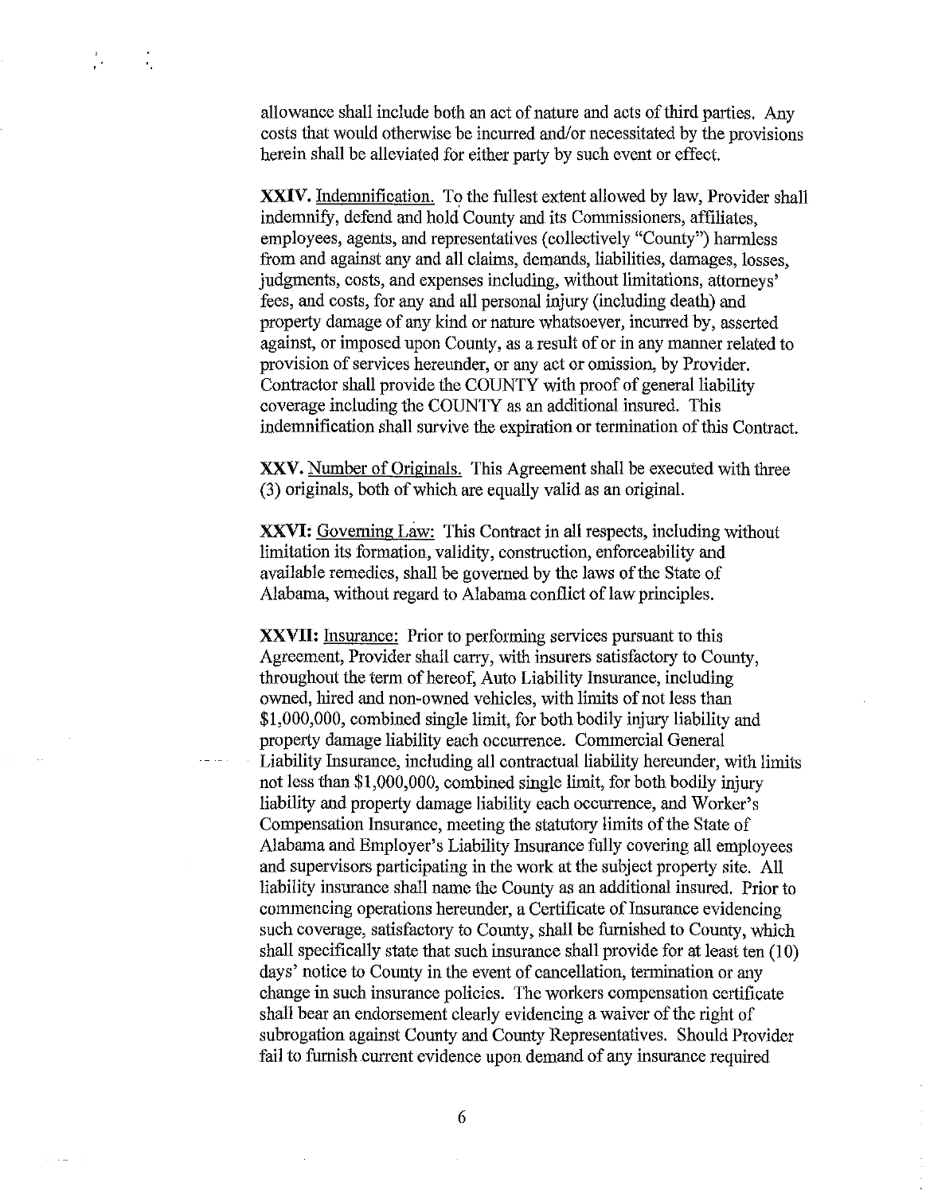allowance shall include both an act of nature and acts of third parties. Any costs that would otherwise be incurred and/or necessitated by the provisions herein shall be alleviated for either party by such event or effect.

**XXIV.** Indemnification. To the fullest extent allowed by law, Provider shall indemnify, defend and hold County and its Commissioners, affiliates, employees, agents, and representatives (collectively "County") harmless from and against any and all claims, demands, liabilities, damages, losses, judgments, costs, and expenses including, without limitations, attorneys' fees, and costs, for any and all personal injury (including death) and property damage of any kind or nature whatsoever, incurred by, asserted against, or imposed upon County, as a result of or in any manner related to provision of services hereunder, or any act or omission, by Provider. Contractor shall provide the COUNTY with proof of general liability coverage including the COUNTY as an additional insured. This indemnification shall survive the expiration or termination of this Contract.

**XXV.** Number of Originals. This Agreement shall be executed with three (3) originals, both of which are equally valid as an original.

**XXVI:** Governing Law: This Contract in all respects, including without limitation its formation, validity, construction, enforceability and available remedies, shall be governed by the laws of the State of Alabama, without regard to Alabama conflict of law principles.

**XXVII:** Insurance: Prior to performing services pursuant to this Agreement, Provider shall carry, with insurers satisfactory to County, throughout the term of hereof, Auto Liability Insurance, including owned, hired and non-owned vehicles, with limits of not less than $1,000,000, combined single limit, for both bodily injury liability and property damage liability each occurrence. Commercial General Liability Insurance, including all contractual liability hereunder, with limits not less than $1,000,000, combined single limit, for both bodily injury liability and property damage liability each occurrence, and Worker's Compensation Insurance, meeting the statutory limits of the State of Alabama and Employer's Liability Insurance fully covering all employees and supervisors participating in the work at the subject property site. All liability insurance shall name the County as an additional insured. Prior to commencing operations hereunder, a Certificate of Insurance evidencing such coverage, satisfactory to County, shall be furnished to County, which shall specifically state that such insurance shall provide for at least ten (10) days' notice to County in the event of cancellation, termination or any change in such insurance policies. The workers compensation certificate shall bear an endorsement clearly evidencing a waiver of the right of subrogation against County and County Representatives. Should Provider fail to furnish current evidence upon demand of any insurance required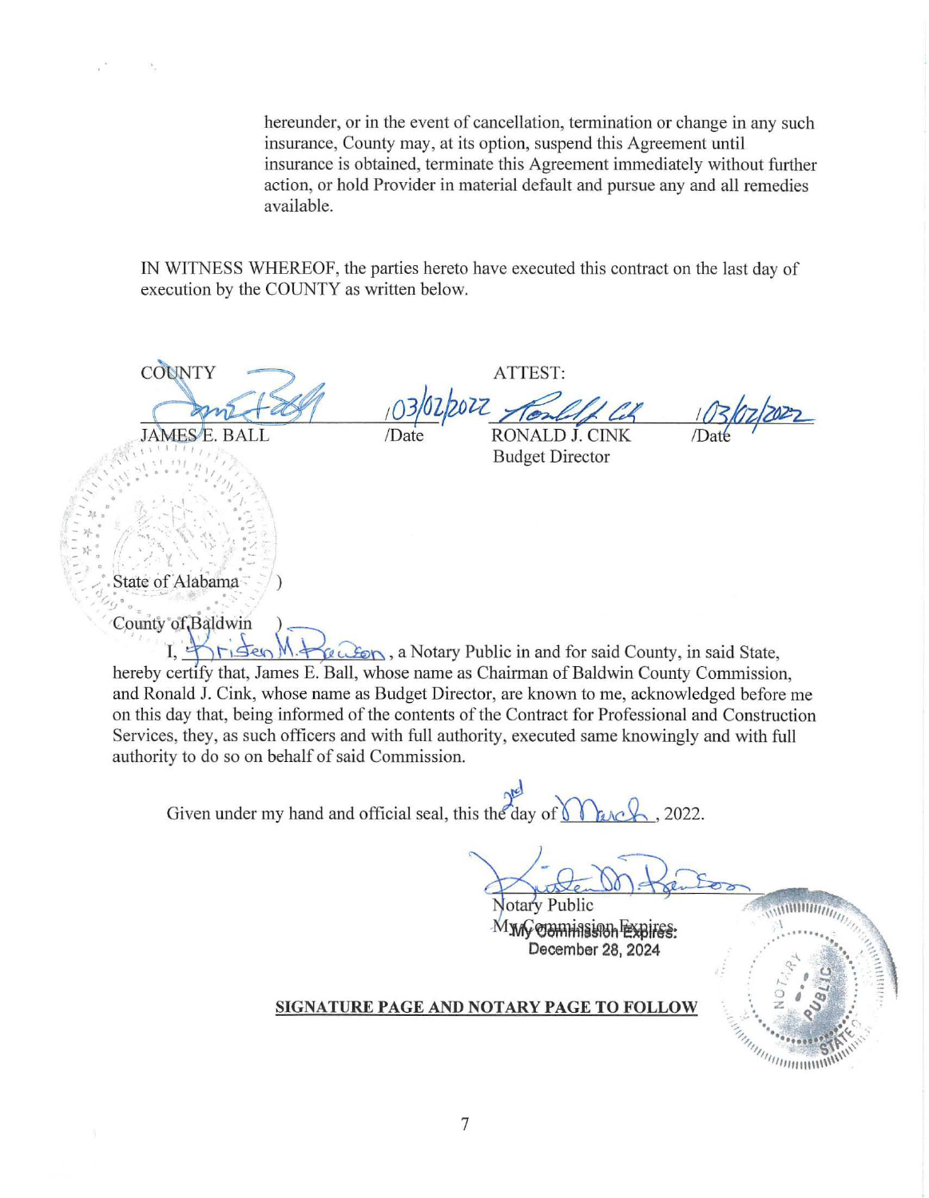hereunder, or in the event of cancellation, termination or change in any such insurance, County may, at its option, suspend this Agreement until insurance is obtained, terminate this Agreement immediately without further action, or hold Provider in material default and pursue any and all remedies available.

IN WITNESS WHEREOF, the parties hereto have executed this contract on the last day of execution by the COUNTY as written below.

| COUNTY | | ATTEST: | |
|---|---|---|---|
| JAMES E. BALL | 03/02/2022 /Date | RONALD J. CINK Budget Director | 03/02/2022 /Date |

State of Alabama )

County of Baldwin )

I, Kristen M. Benson, a Notary Public in and for said County, in said State, hereby certify that, James E. Ball, whose name as Chairman of Baldwin County Commission, and Ronald J. Cink, whose name as Budget Director, are known to me, acknowledged before me on this day that, being informed of the contents of the Contract for Professional and Construction Services, they, as such officers and with full authority, executed same knowingly and with full authority to do so on behalf of said Commission.

Given under my hand and official seal, this the 2nd day of March, 2022.

Notary Public
My Commission Expires:
December 28, 2024

**SIGNATURE PAGE AND NOTARY PAGE TO FOLLOW**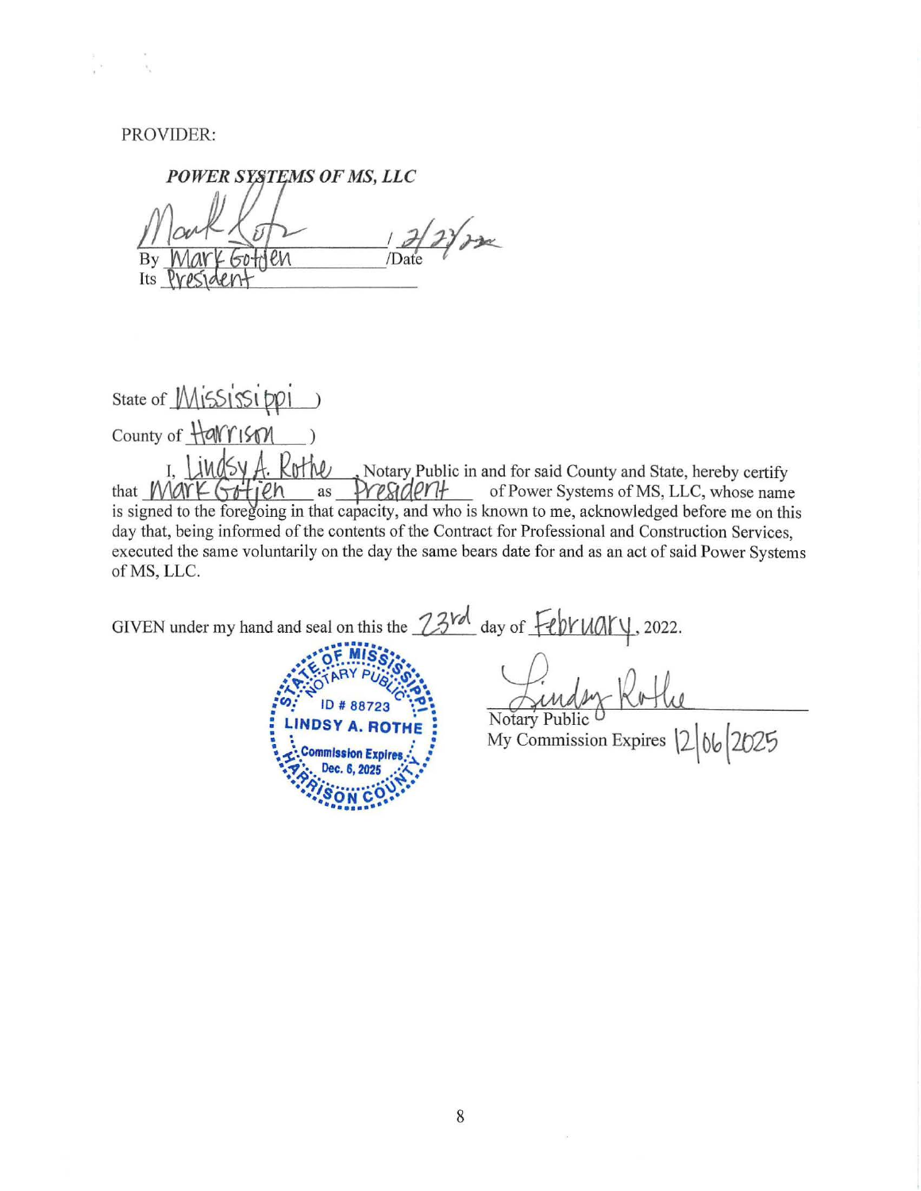PROVIDER:

***POWER SYSTEMS OF MS, LLC***

By Mark Gotjen /Date 2/23/22

Its President

State of Mississippi )

County of Harrison )

I, Lindsy A. Rothe, Notary Public in and for said County and State, hereby certify that Mark Gotjen as President of Power Systems of MS, LLC, whose name is signed to the foregoing in that capacity, and who is known to me, acknowledged before me on this day that, being informed of the contents of the Contract for Professional and Construction Services, executed the same voluntarily on the day the same bears date for and as an act of said Power Systems of MS, LLC.

GIVEN under my hand and seal on this the 23rd day of February, 2022.

STATE OF MISSISSIPPI NOTARY PUBLIC
ID # 88723
LINDSY A. ROTHE
Commission Expires Dec. 6, 2025
HARRISON COUNTY

Notary Public

My Commission Expires 12/06/2025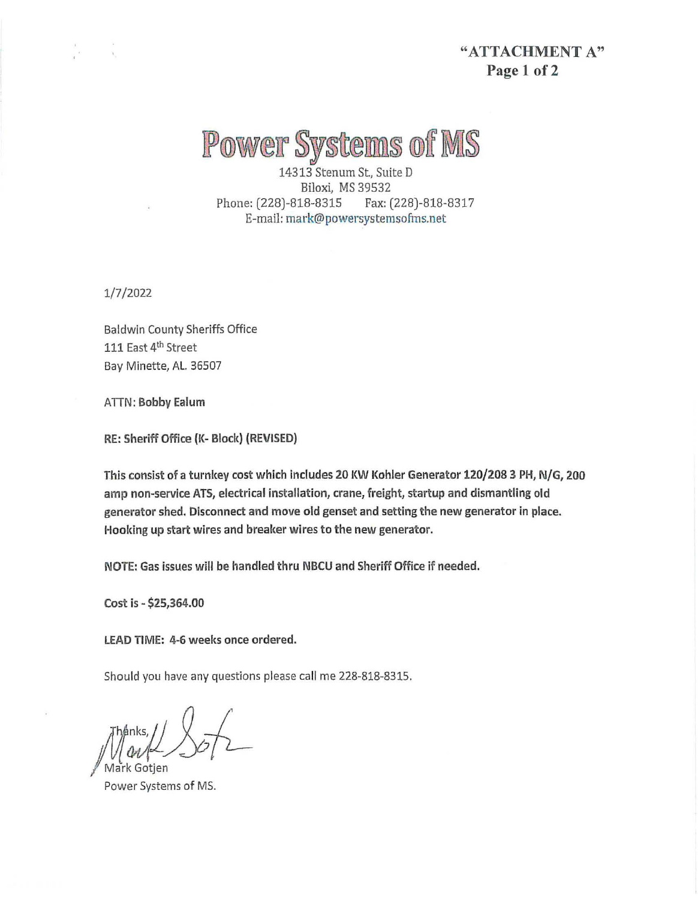**"ATTACHMENT A"**
**Page 1 of 2**

# Power Systems of MS

14313 Stenum St., Suite D
Biloxi, MS 39532
Phone: (228)-818-8315    Fax: (228)-818-8317
E-mail: mark@powersystemsofms.net

1/7/2022

Baldwin County Sheriffs Office
111 East 4th Street
Bay Minette, AL. 36507

ATTN: **Bobby Ealum**

**RE: Sheriff Office (K- Block) (REVISED)**

**This consist of a turnkey cost which includes 20 KW Kohler Generator 120/208 3 PH, N/G, 200 amp non-service ATS, electrical installation, crane, freight, startup and dismantling old generator shed. Disconnect and move old genset and setting the new generator in place. Hooking up start wires and breaker wires to the new generator.**

**NOTE: Gas issues will be handled thru NBCU and Sheriff Office if needed.**

**Cost is - $25,364.00**

**LEAD TIME: 4-6 weeks once ordered.**

Should you have any questions please call me 228-818-8315.

Thanks,

Mark Gotjen
Power Systems of MS.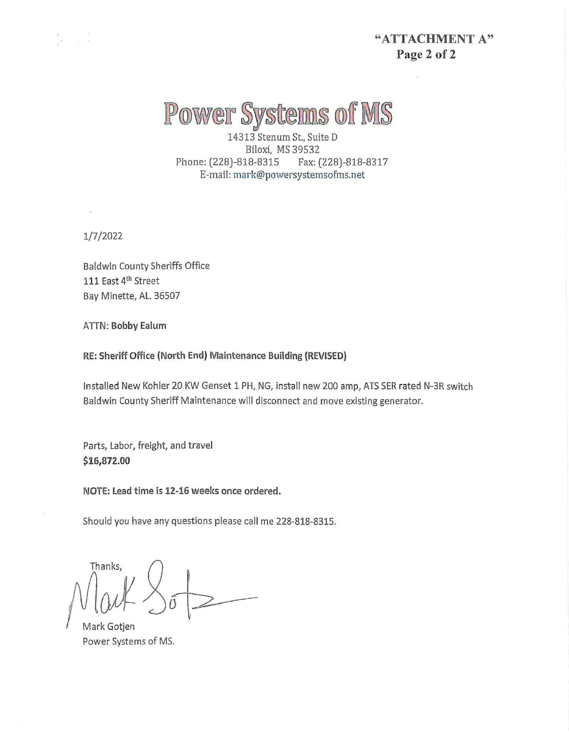**"ATTACHMENT A"**
**Page 2 of 2**

# Power Systems of MS

14313 Stenum St., Suite D
Biloxi, MS 39532
Phone: (228)-818-8315 Fax: (228)-818-8317
E-mail: mark@powersystemsofms.net

1/7/2022

Baldwin County Sheriffs Office
111 East 4th Street
Bay Minette, AL. 36507

ATTN: **Bobby Ealum**

**RE: Sheriff Office (North End) Maintenance Building (REVISED)**

Installed New Kohler 20 KW Genset 1 PH, NG, install new 200 amp, ATS SER rated N-3R switch
Baldwin County Sheriff Maintenance will disconnect and move existing generator.

Parts, Labor, freight, and travel
**$16,872.00**

**NOTE: Lead time is 12-16 weeks once ordered.**

Should you have any questions please call me 228-818-8315.

Thanks,

Mark Gotjen
Power Systems of MS.